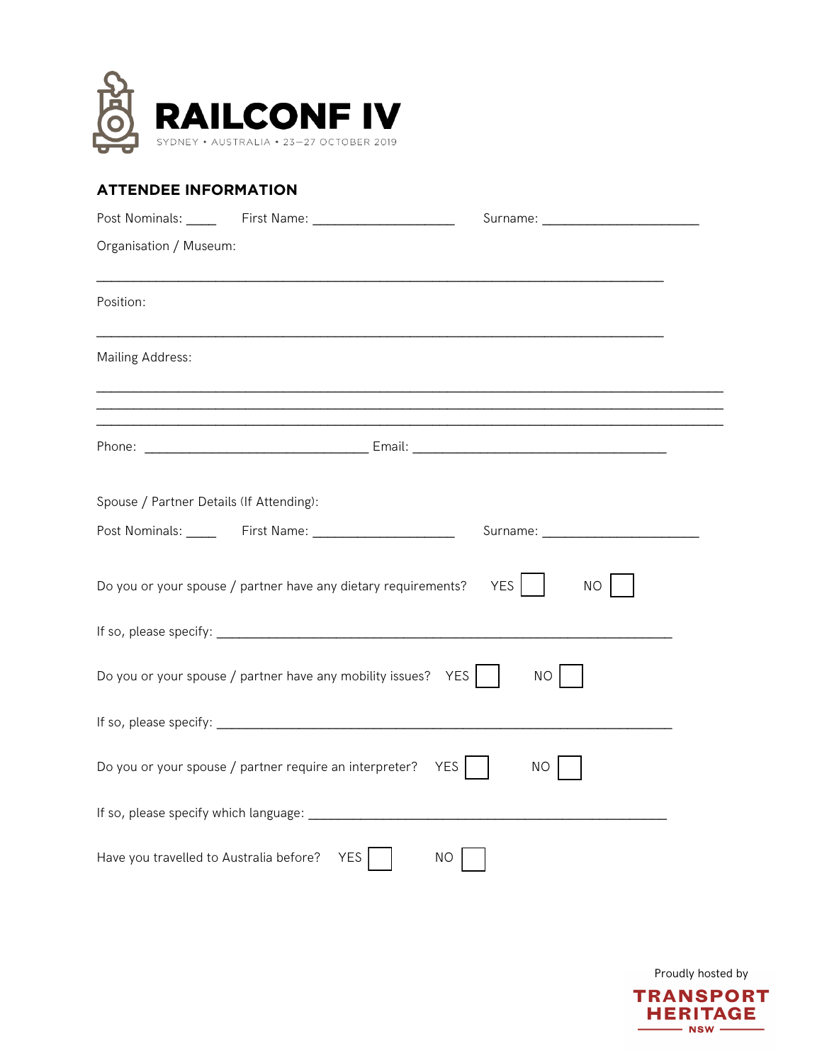# RAILCONF IV

SYDNEY • AUSTRALIA • 23–27 OCTOBER 2019

## ATTENDEE INFORMATION

Post Nominals: ____ First Name: ____________________ Surname: ______________________

Organisation / Museum:

________________________________________________________________________________

Position:

________________________________________________________________________________

Mailing Address:

________________________________________________________________________________
________________________________________________________________________________
________________________________________________________________________________

Phone: ________________________________ Email: ____________________________________

Spouse / Partner Details (If Attending):

Post Nominals: ____ First Name: ____________________ Surname: ______________________

Do you or your spouse / partner have any dietary requirements? YES ☐ NO ☐

If so, please specify: _________________________________________________________________

Do you or your spouse / partner have any mobility issues? YES ☐ NO ☐

If so, please specify: _________________________________________________________________

Do you or your spouse / partner require an interpreter? YES ☐ NO ☐

If so, please specify which language: ___________________________________________________

Have you travelled to Australia before? YES ☐ NO ☐

Proudly hosted by

TRANSPORT HERITAGE NSW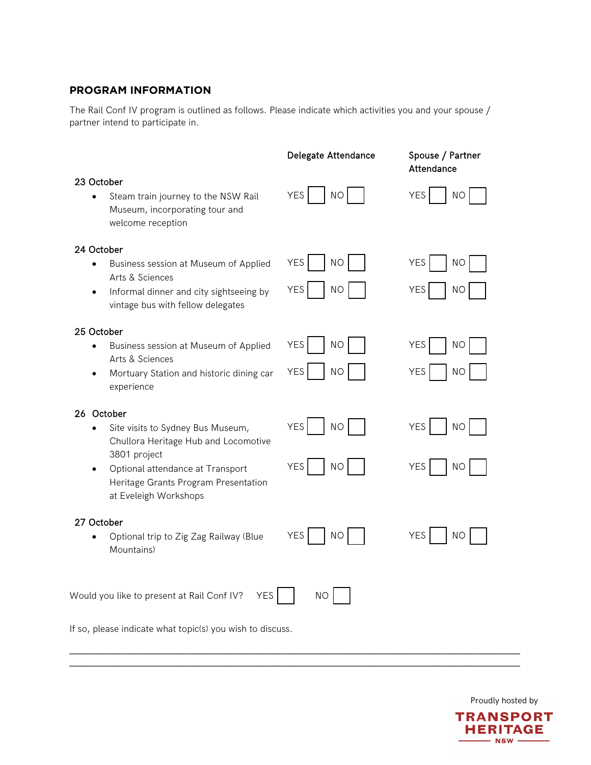## PROGRAM INFORMATION

The Rail Conf IV program is outlined as follows. Please indicate which activities you and your spouse / partner intend to participate in.

| | Delegate Attendance | Spouse / Partner Attendance |
|---|---|---|
| **23 October** | | |
| • Steam train journey to the NSW Rail Museum, incorporating tour and welcome reception | YES ☐ NO ☐ | YES ☐ NO ☐ |
| **24 October** | | |
| • Business session at Museum of Applied Arts & Sciences | YES ☐ NO ☐ | YES ☐ NO ☐ |
| • Informal dinner and city sightseeing by vintage bus with fellow delegates | YES ☐ NO ☐ | YES ☐ NO ☐ |
| **25 October** | | |
| • Business session at Museum of Applied Arts & Sciences | YES ☐ NO ☐ | YES ☐ NO ☐ |
| • Mortuary Station and historic dining car experience | YES ☐ NO ☐ | YES ☐ NO ☐ |
| **26 October** | | |
| • Site visits to Sydney Bus Museum, Chullora Heritage Hub and Locomotive 3801 project | YES ☐ NO ☐ | YES ☐ NO ☐ |
| • Optional attendance at Transport Heritage Grants Program Presentation at Eveleigh Workshops | YES ☐ NO ☐ | YES ☐ NO ☐ |
| **27 October** | | |
| • Optional trip to Zig Zag Railway (Blue Mountains) | YES ☐ NO ☐ | YES ☐ NO ☐ |

Would you like to present at Rail Conf IV? YES ☐ NO ☐

If so, please indicate what topic(s) you wish to discuss.

___________________________________________________________________________

___________________________________________________________________________

Proudly hosted by

TRANSPORT HERITAGE NSW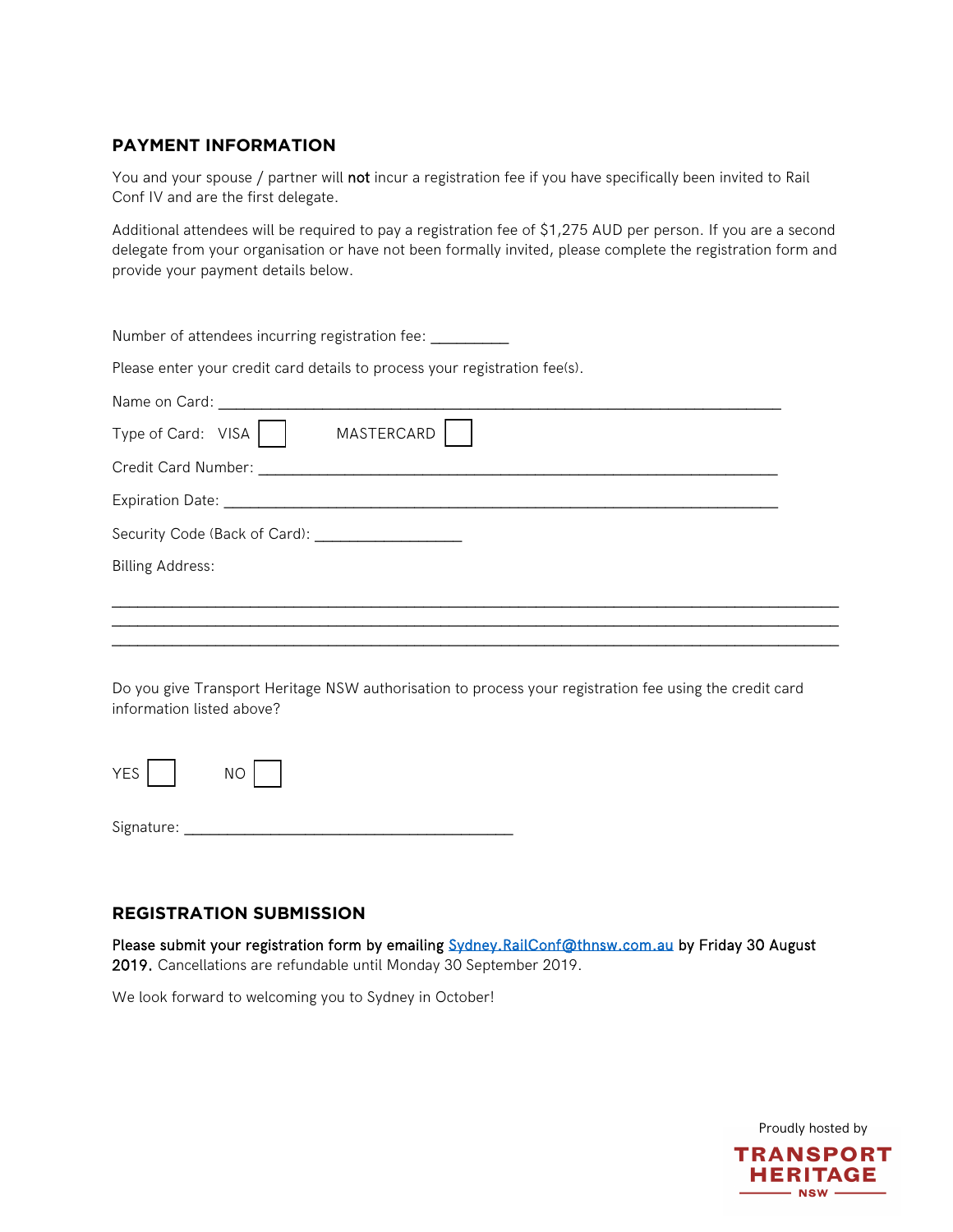## PAYMENT INFORMATION

You and your spouse / partner will **not** incur a registration fee if you have specifically been invited to Rail Conf IV and are the first delegate.

Additional attendees will be required to pay a registration fee of $1,275 AUD per person. If you are a second delegate from your organisation or have not been formally invited, please complete the registration form and provide your payment details below.

Number of attendees incurring registration fee: __________

Please enter your credit card details to process your registration fee(s).

Name on Card: ______________________________________________________________________

Type of Card: VISA ☐ MASTERCARD ☐

Credit Card Number: _________________________________________________________________

Expiration Date: ____________________________________________________________________

Security Code (Back of Card): __________________

Billing Address:

______________________________________________________________________________________
______________________________________________________________________________________
______________________________________________________________________________________

Do you give Transport Heritage NSW authorisation to process your registration fee using the credit card information listed above?

YES ☐ NO ☐

Signature: ________________________________________

## REGISTRATION SUBMISSION

**Please submit your registration form by emailing Sydney.RailConf@thnsw.com.au by Friday 30 August 2019.** Cancellations are refundable until Monday 30 September 2019.

We look forward to welcoming you to Sydney in October!

Proudly hosted by

TRANSPORT HERITAGE NSW